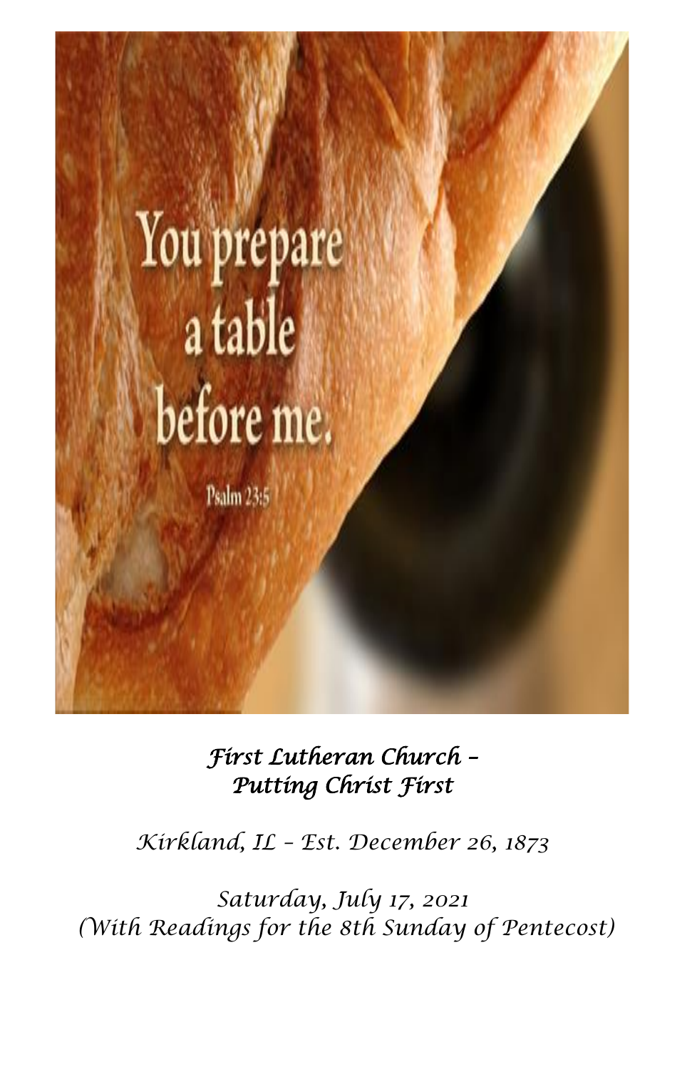You prepare a table before me.

Psalm 23:5

*First Lutheran Church –*
*Putting Christ First*

*Kirkland, IL – Est. December 26, 1873*

*Saturday, July 17, 2021*
*(With Readings for the 8th Sunday of Pentecost)*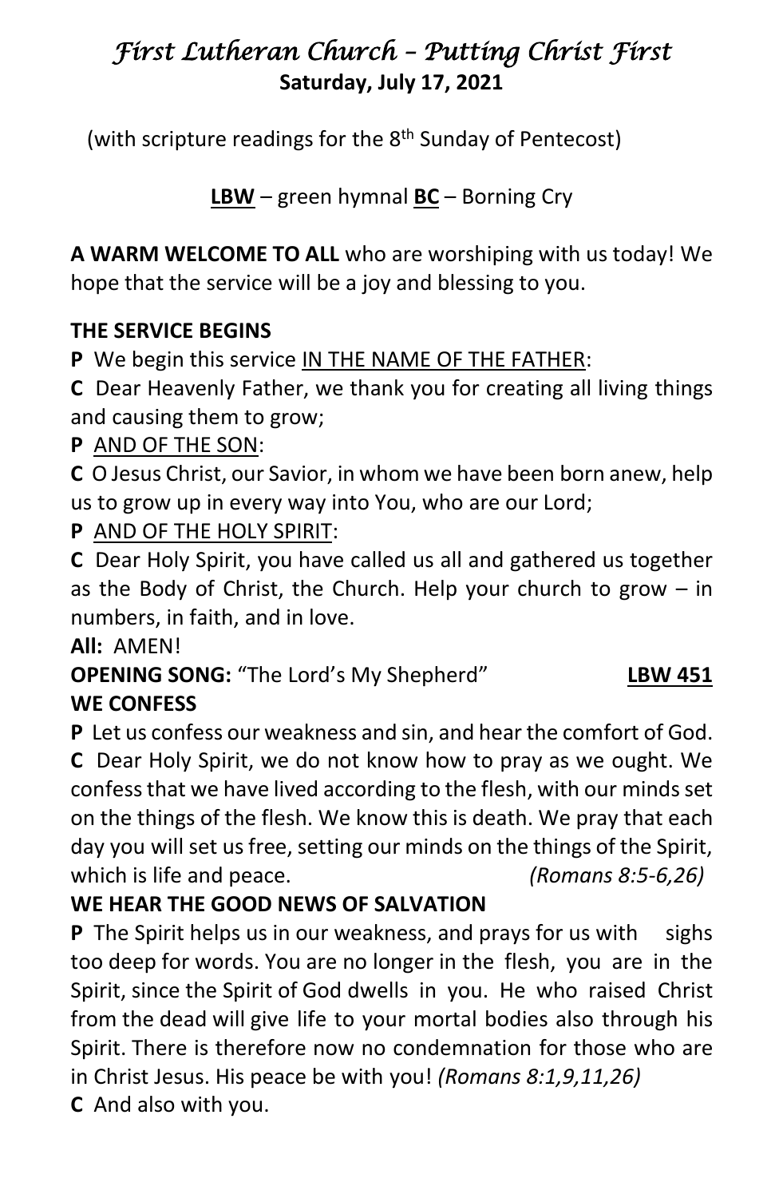# *First Lutheran Church – Putting Christ First*

**Saturday, July 17, 2021**

(with scripture readings for the 8th Sunday of Pentecost)

**LBW** – green hymnal **BC** – Borning Cry

**A WARM WELCOME TO ALL** who are worshiping with us today! We hope that the service will be a joy and blessing to you.

**THE SERVICE BEGINS**

**P** We begin this service IN THE NAME OF THE FATHER:

**C** Dear Heavenly Father, we thank you for creating all living things and causing them to grow;

**P** AND OF THE SON:

**C** O Jesus Christ, our Savior, in whom we have been born anew, help us to grow up in every way into You, who are our Lord;

**P** AND OF THE HOLY SPIRIT:

**C** Dear Holy Spirit, you have called us all and gathered us together as the Body of Christ, the Church. Help your church to grow – in numbers, in faith, and in love.

**All:** AMEN!

**OPENING SONG:** "The Lord's My Shepherd" **LBW 451**

**WE CONFESS**

**P** Let us confess our weakness and sin, and hear the comfort of God.

**C** Dear Holy Spirit, we do not know how to pray as we ought. We confess that we have lived according to the flesh, with our minds set on the things of the flesh. We know this is death. We pray that each day you will set us free, setting our minds on the things of the Spirit, which is life and peace. *(Romans 8:5-6,26)*

**WE HEAR THE GOOD NEWS OF SALVATION**

**P** The Spirit helps us in our weakness, and prays for us with sighs too deep for words. You are no longer in the flesh, you are in the Spirit, since the Spirit of God dwells in you. He who raised Christ from the dead will give life to your mortal bodies also through his Spirit. There is therefore now no condemnation for those who are in Christ Jesus. His peace be with you! *(Romans 8:1,9,11,26)*

**C** And also with you.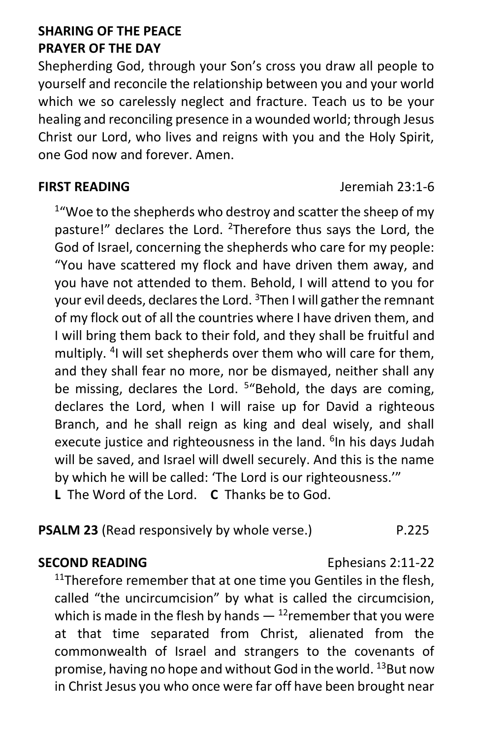**SHARING OF THE PEACE**
**PRAYER OF THE DAY**

Shepherding God, through your Son's cross you draw all people to yourself and reconcile the relationship between you and your world which we so carelessly neglect and fracture. Teach us to be your healing and reconciling presence in a wounded world; through Jesus Christ our Lord, who lives and reigns with you and the Holy Spirit, one God now and forever. Amen.

**FIRST READING** Jeremiah 23:1-6

[1]"Woe to the shepherds who destroy and scatter the sheep of my pasture!" declares the Lord. [2]Therefore thus says the Lord, the God of Israel, concerning the shepherds who care for my people: "You have scattered my flock and have driven them away, and you have not attended to them. Behold, I will attend to you for your evil deeds, declares the Lord. [3]Then I will gather the remnant of my flock out of all the countries where I have driven them, and I will bring them back to their fold, and they shall be fruitful and multiply. [4]I will set shepherds over them who will care for them, and they shall fear no more, nor be dismayed, neither shall any be missing, declares the Lord. [5]"Behold, the days are coming, declares the Lord, when I will raise up for David a righteous Branch, and he shall reign as king and deal wisely, and shall execute justice and righteousness in the land. [6]In his days Judah will be saved, and Israel will dwell securely. And this is the name by which he will be called: 'The Lord is our righteousness.'"

**L** The Word of the Lord. **C** Thanks be to God.

**PSALM 23** (Read responsively by whole verse.) P.225

**SECOND READING** Ephesians 2:11-22

[11]Therefore remember that at one time you Gentiles in the flesh, called "the uncircumcision" by what is called the circumcision, which is made in the flesh by hands — [12]remember that you were at that time separated from Christ, alienated from the commonwealth of Israel and strangers to the covenants of promise, having no hope and without God in the world. [13]But now in Christ Jesus you who once were far off have been brought near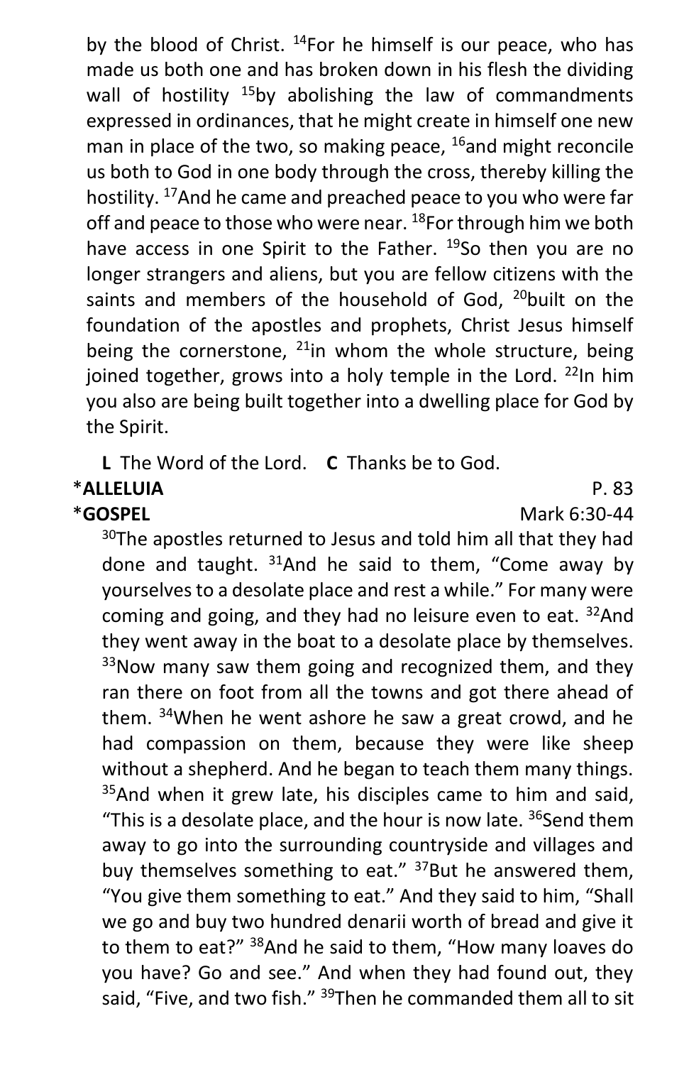by the blood of Christ. [14]For he himself is our peace, who has made us both one and has broken down in his flesh the dividing wall of hostility [15]by abolishing the law of commandments expressed in ordinances, that he might create in himself one new man in place of the two, so making peace, [16]and might reconcile us both to God in one body through the cross, thereby killing the hostility. [17]And he came and preached peace to you who were far off and peace to those who were near. [18]For through him we both have access in one Spirit to the Father. [19]So then you are no longer strangers and aliens, but you are fellow citizens with the saints and members of the household of God, [20]built on the foundation of the apostles and prophets, Christ Jesus himself being the cornerstone, [21]in whom the whole structure, being joined together, grows into a holy temple in the Lord. [22]In him you also are being built together into a dwelling place for God by the Spirit.

**L** The Word of the Lord. **C** Thanks be to God.

***ALLELUIA** P. 83

***GOSPEL** Mark 6:30-44

[30]The apostles returned to Jesus and told him all that they had done and taught. [31]And he said to them, "Come away by yourselves to a desolate place and rest a while." For many were coming and going, and they had no leisure even to eat. [32]And they went away in the boat to a desolate place by themselves. [33]Now many saw them going and recognized them, and they ran there on foot from all the towns and got there ahead of them. [34]When he went ashore he saw a great crowd, and he had compassion on them, because they were like sheep without a shepherd. And he began to teach them many things. [35]And when it grew late, his disciples came to him and said, "This is a desolate place, and the hour is now late. [36]Send them away to go into the surrounding countryside and villages and buy themselves something to eat." [37]But he answered them, "You give them something to eat." And they said to him, "Shall we go and buy two hundred denarii worth of bread and give it to them to eat?" [38]And he said to them, "How many loaves do you have? Go and see." And when they had found out, they said, "Five, and two fish." [39]Then he commanded them all to sit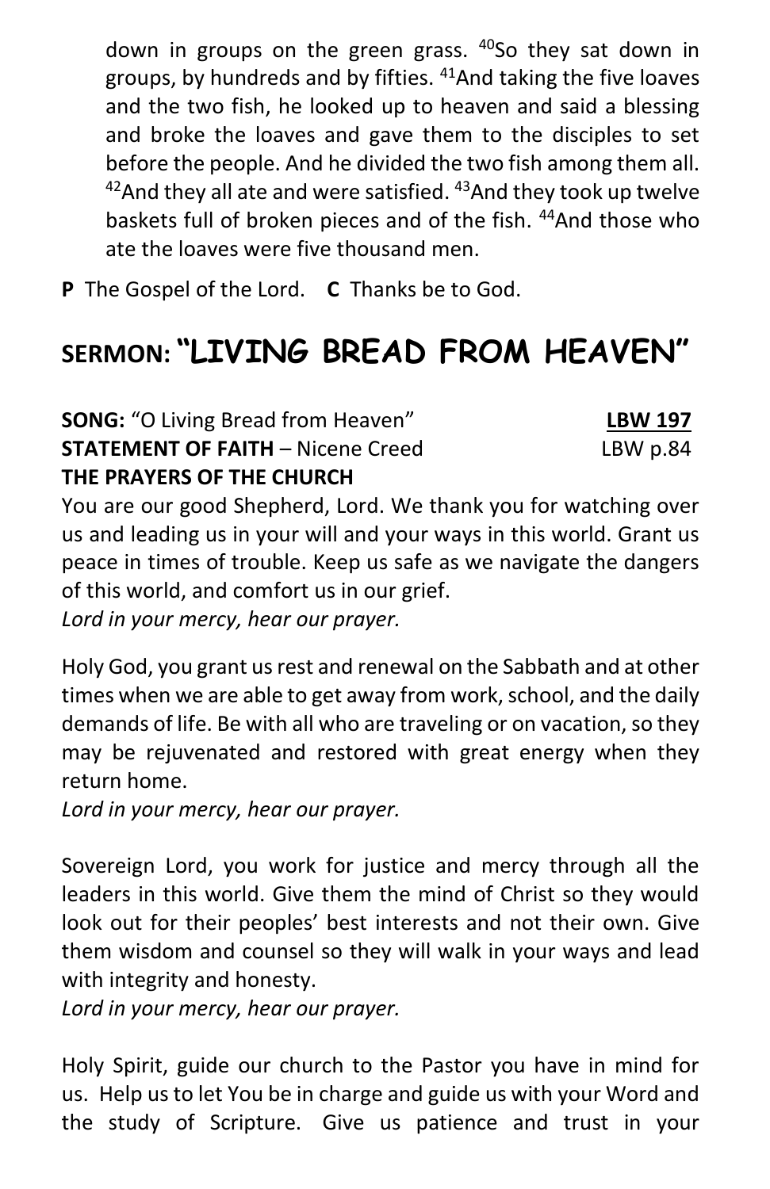down in groups on the green grass. [40]So they sat down in groups, by hundreds and by fifties. [41]And taking the five loaves and the two fish, he looked up to heaven and said a blessing and broke the loaves and gave them to the disciples to set before the people. And he divided the two fish among them all. [42]And they all ate and were satisfied. [43]And they took up twelve baskets full of broken pieces and of the fish. [44]And those who ate the loaves were five thousand men.

**P** The Gospel of the Lord. **C** Thanks be to God.

## SERMON: "LIVING BREAD FROM HEAVEN"

**SONG:** "O Living Bread from Heaven" **LBW 197**
**STATEMENT OF FAITH** – Nicene Creed LBW p.84
**THE PRAYERS OF THE CHURCH**

You are our good Shepherd, Lord. We thank you for watching over us and leading us in your will and your ways in this world. Grant us peace in times of trouble. Keep us safe as we navigate the dangers of this world, and comfort us in our grief.
*Lord in your mercy, hear our prayer.*

Holy God, you grant us rest and renewal on the Sabbath and at other times when we are able to get away from work, school, and the daily demands of life. Be with all who are traveling or on vacation, so they may be rejuvenated and restored with great energy when they return home.
*Lord in your mercy, hear our prayer.*

Sovereign Lord, you work for justice and mercy through all the leaders in this world. Give them the mind of Christ so they would look out for their peoples' best interests and not their own. Give them wisdom and counsel so they will walk in your ways and lead with integrity and honesty.
*Lord in your mercy, hear our prayer.*

Holy Spirit, guide our church to the Pastor you have in mind for us. Help us to let You be in charge and guide us with your Word and the study of Scripture. Give us patience and trust in your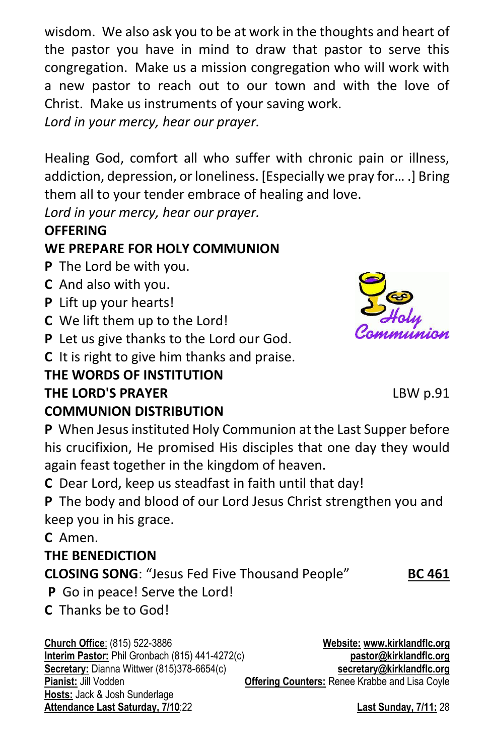wisdom. We also ask you to be at work in the thoughts and heart of the pastor you have in mind to draw that pastor to serve this congregation. Make us a mission congregation who will work with a new pastor to reach out to our town and with the love of Christ. Make us instruments of your saving work.

*Lord in your mercy, hear our prayer.*

Healing God, comfort all who suffer with chronic pain or illness, addiction, depression, or loneliness. [Especially we pray for… .] Bring them all to your tender embrace of healing and love.

*Lord in your mercy, hear our prayer.*

**OFFERING**

**WE PREPARE FOR HOLY COMMUNION**

**P** The Lord be with you.
**C** And also with you.
**P** Lift up your hearts!
**C** We lift them up to the Lord!
**P** Let us give thanks to the Lord our God.
**C** It is right to give him thanks and praise.

**THE WORDS OF INSTITUTION**

**THE LORD'S PRAYER** LBW p.91

**COMMUNION DISTRIBUTION**

**P** When Jesus instituted Holy Communion at the Last Supper before his crucifixion, He promised His disciples that one day they would again feast together in the kingdom of heaven.
**C** Dear Lord, keep us steadfast in faith until that day!
**P** The body and blood of our Lord Jesus Christ strengthen you and keep you in his grace.
**C** Amen.

**THE BENEDICTION**

**CLOSING SONG**: "Jesus Fed Five Thousand People" **BC 461**

**P** Go in peace! Serve the Lord!
**C** Thanks be to God!

**Church Office**: (815) 522-3886
**Website:** www.kirklandflc.org
**Interim Pastor:** Phil Gronbach (815) 441-4272(c) pastor@kirklandflc.org
**Secretary:** Dianna Wittwer (815)378-6654(c) secretary@kirklandflc.org
**Pianist:** Jill Vodden
**Offering Counters:** Renee Krabbe and Lisa Coyle
**Hosts:** Jack & Josh Sunderlage
**Attendance Last Saturday, 7/10**:22
**Last Sunday, 7/11:** 28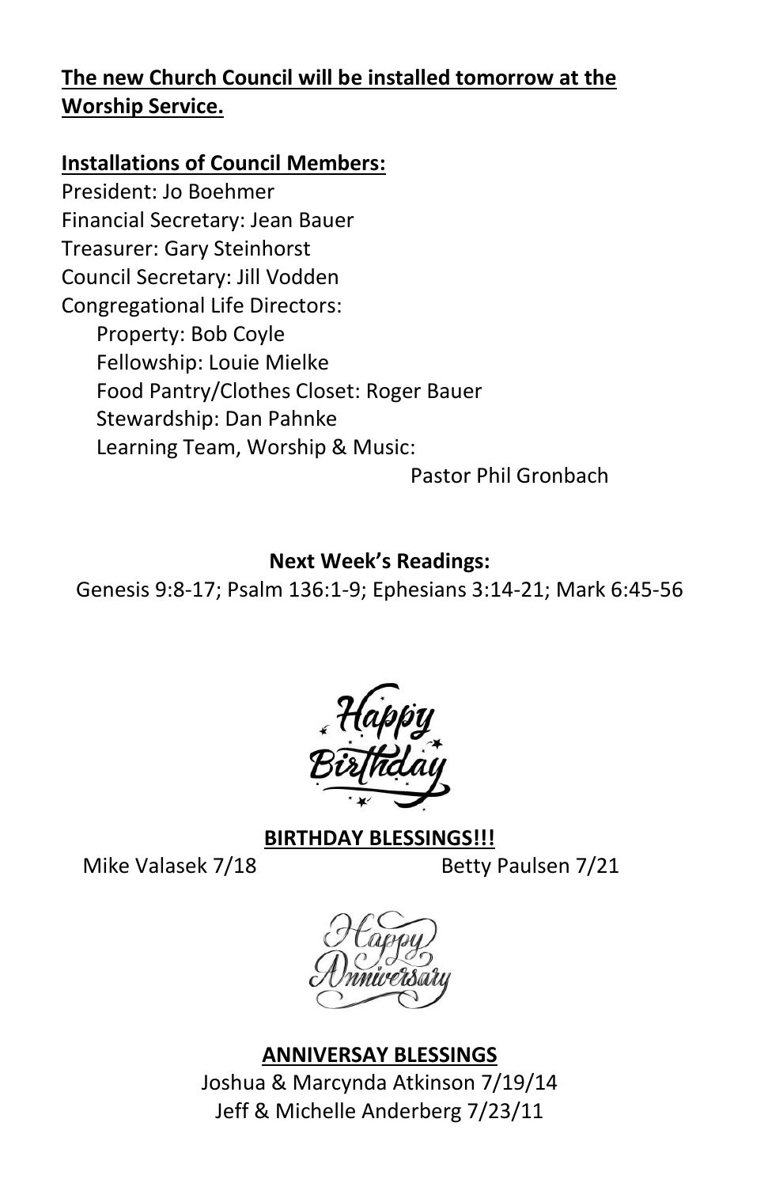**<u>The new Church Council will be installed tomorrow at the Worship Service.</u>**

**<u>Installations of Council Members:</u>**

President: Jo Boehmer
Financial Secretary: Jean Bauer
Treasurer: Gary Steinhorst
Council Secretary: Jill Vodden
Congregational Life Directors:

- Property: Bob Coyle
- Fellowship: Louie Mielke
- Food Pantry/Clothes Closet: Roger Bauer
- Stewardship: Dan Pahnke
- Learning Team, Worship & Music: Pastor Phil Gronbach

**Next Week's Readings:**

Genesis 9:8-17; Psalm 136:1-9; Ephesians 3:14-21; Mark 6:45-56

Happy Birthday

**<u>BIRTHDAY BLESSINGS!!!</u>**

Mike Valasek 7/18    Betty Paulsen 7/21

Happy Anniversary

**<u>ANNIVERSAY BLESSINGS</u>**

Joshua & Marcynda Atkinson 7/19/14
Jeff & Michelle Anderberg 7/23/11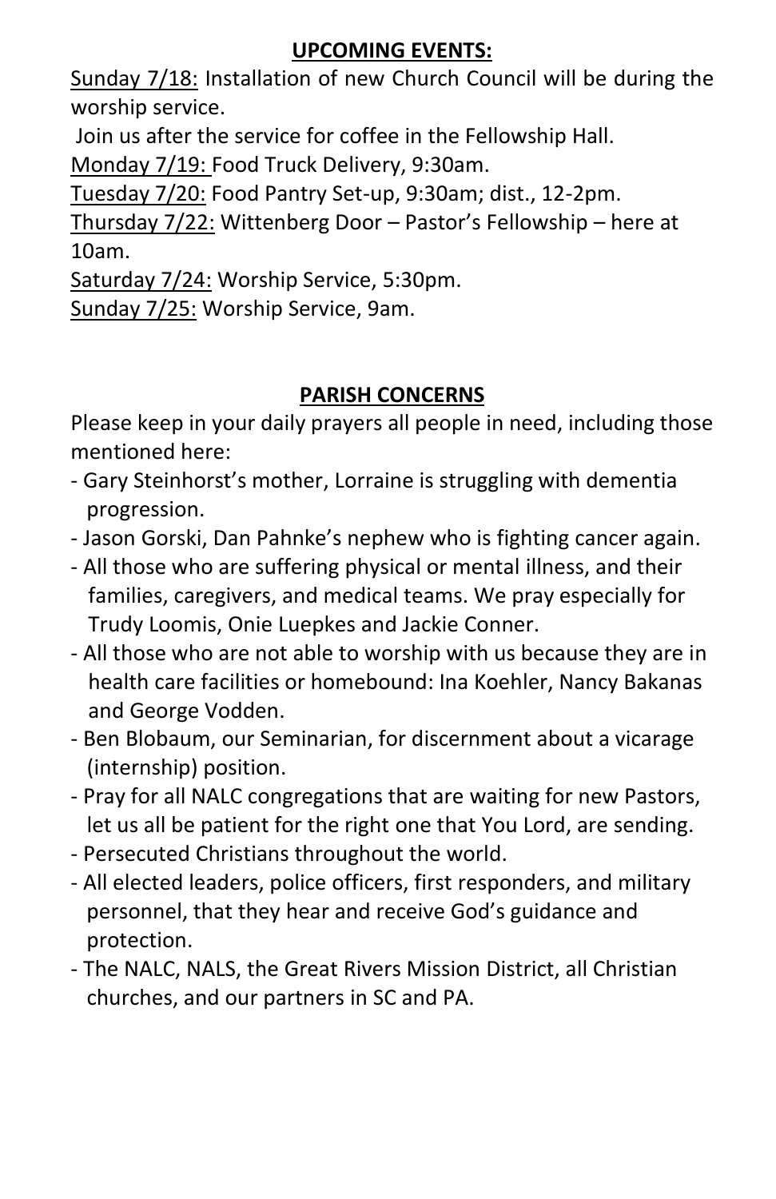**UPCOMING EVENTS:**

Sunday 7/18: Installation of new Church Council will be during the worship service.

Join us after the service for coffee in the Fellowship Hall.

Monday 7/19: Food Truck Delivery, 9:30am.

Tuesday 7/20: Food Pantry Set-up, 9:30am; dist., 12-2pm.

Thursday 7/22: Wittenberg Door – Pastor's Fellowship – here at 10am.

Saturday 7/24: Worship Service, 5:30pm.

Sunday 7/25: Worship Service, 9am.

**PARISH CONCERNS**

Please keep in your daily prayers all people in need, including those mentioned here:

- Gary Steinhorst's mother, Lorraine is struggling with dementia progression.
- Jason Gorski, Dan Pahnke's nephew who is fighting cancer again.
- All those who are suffering physical or mental illness, and their families, caregivers, and medical teams. We pray especially for Trudy Loomis, Onie Luepkes and Jackie Conner.
- All those who are not able to worship with us because they are in health care facilities or homebound: Ina Koehler, Nancy Bakanas and George Vodden.
- Ben Blobaum, our Seminarian, for discernment about a vicarage (internship) position.
- Pray for all NALC congregations that are waiting for new Pastors, let us all be patient for the right one that You Lord, are sending.
- Persecuted Christians throughout the world.
- All elected leaders, police officers, first responders, and military personnel, that they hear and receive God's guidance and protection.
- The NALC, NALS, the Great Rivers Mission District, all Christian churches, and our partners in SC and PA.